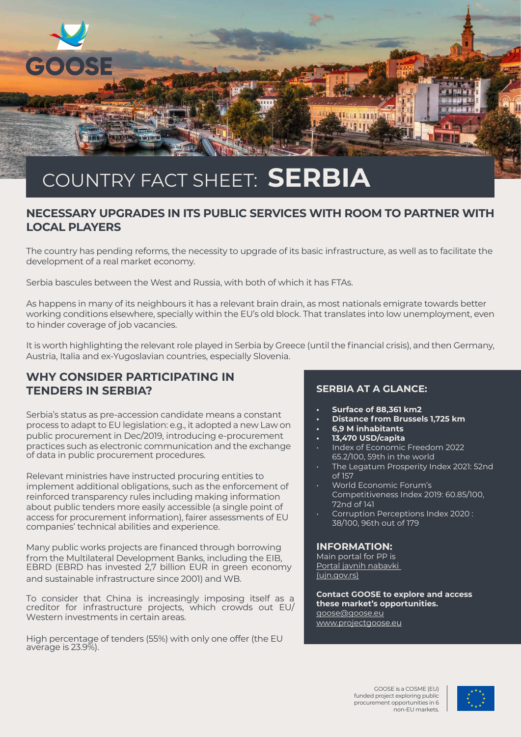GOOSE

# COUNTRY FACT SHEET: **SERBIA**

## NECESSARY UPGRADES IN ITS PUBLIC SERVICES WITH ROOM TO PARTNER WITH LOCAL PLAYERS

The country has pending reforms, the necessity to upgrade of its basic infrastructure, as well as to facilitate the development of a real market economy.

Serbia bascules between the West and Russia, with both of which it has FTAs.

As happens in many of its neighbours it has a relevant brain drain, as most nationals emigrate towards better working conditions elsewhere, specially within the EU's old block. That translates into low unemployment, even to hinder coverage of job vacancies.

It is worth highlighting the relevant role played in Serbia by Greece (until the financial crisis), and then Germany, Austria, Italia and ex-Yugoslavian countries, especially Slovenia.

## WHY CONSIDER PARTICIPATING IN TENDERS IN SERBIA?

Serbia's status as pre-accession candidate means a constant process to adapt to EU legislation: e.g., it adopted a new Law on public procurement in Dec/2019, introducing e-procurement practices such as electronic communication and the exchange of data in public procurement procedures.

Relevant ministries have instructed procuring entities to implement additional obligations, such as the enforcement of reinforced transparency rules including making information about public tenders more easily accessible (a single point of access for procurement information), fairer assessments of EU companies' technical abilities and experience.

Many public works projects are financed through borrowing from the Multilateral Development Banks, including the EIB, EBRD (EBRD has invested 2,7 billion EUR in green economy and sustainable infrastructure since 2001) and WB.

To consider that China is increasingly imposing itself as a creditor for infrastructure projects, which crowds out EU/ Western investments in certain areas.

High percentage of tenders (55%) with only one offer (the EU average is 23.9%).

### SERBIA AT A GLANCE:

- **Surface of 88,361 km2**
- **Distance from Brussels 1,725 km**
- **6,9 M inhabitants**
- **13,470 USD/capita**
- Index of Economic Freedom 2022 65.2/100, 59th in the world
- The Legatum Prosperity Index 2021: 52nd of 157
- World Economic Forum's Competitiveness Index 2019: 60.85/100, 72nd of 141
- Corruption Perceptions Index 2020 : 38/100, 96th out of 179

### INFORMATION:

Main portal for PP is Portal javnih nabavki (ujn.gov.rs)

**Contact GOOSE to explore and access these market's opportunities.**
goose@goose.eu
www.projectgoose.eu

GOOSE is a COSME (EU) funded project exploring public procurement opportunities in 6 non-EU markets.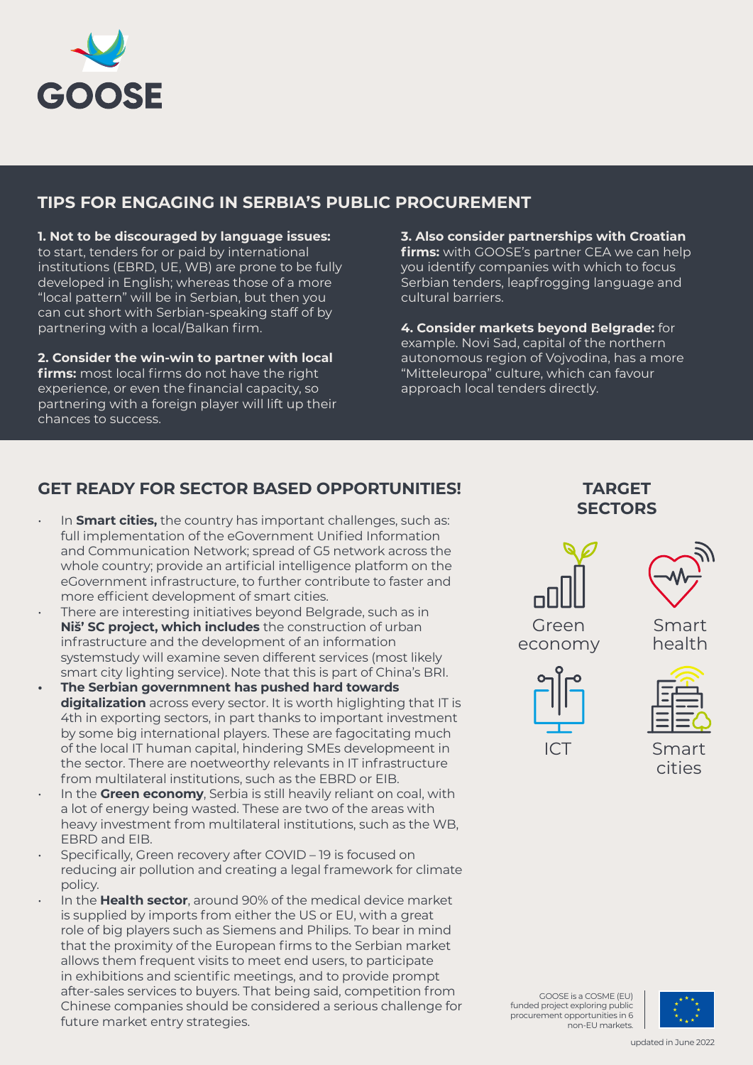# GOOSE

## TIPS FOR ENGAGING IN SERBIA'S PUBLIC PROCUREMENT

**1. Not to be discouraged by language issues:** to start, tenders for or paid by international institutions (EBRD, UE, WB) are prone to be fully developed in English; whereas those of a more "local pattern" will be in Serbian, but then you can cut short with Serbian-speaking staff of by partnering with a local/Balkan firm.

**2. Consider the win-win to partner with local firms:** most local firms do not have the right experience, or even the financial capacity, so partnering with a foreign player will lift up their chances to success.

**3. Also consider partnerships with Croatian firms:** with GOOSE's partner CEA we can help you identify companies with which to focus Serbian tenders, leapfrogging language and cultural barriers.

**4. Consider markets beyond Belgrade:** for example. Novi Sad, capital of the northern autonomous region of Vojvodina, has a more "Mitteleuropa" culture, which can favour approach local tenders directly.

## GET READY FOR SECTOR BASED OPPORTUNITIES!

- In **Smart cities,** the country has important challenges, such as: full implementation of the eGovernment Unified Information and Communication Network; spread of G5 network across the whole country; provide an artificial intelligence platform on the eGovernment infrastructure, to further contribute to faster and more efficient development of smart cities.
- There are interesting initiatives beyond Belgrade, such as in **Niš' SC project, which includes** the construction of urban infrastructure and the development of an information systemstudy will examine seven different services (most likely smart city lighting service). Note that this is part of China's BRI.
- **The Serbian governmnent has pushed hard towards digitalization** across every sector. It is worth higlighting that IT is 4th in exporting sectors, in part thanks to important investment by some big international players. These are fagocitating much of the local IT human capital, hindering SMEs developmeent in the sector. There are noetworthy relevants in IT infrastructure from multilateral institutions, such as the EBRD or EIB.
- In the **Green economy**, Serbia is still heavily reliant on coal, with a lot of energy being wasted. These are two of the areas with heavy investment from multilateral institutions, such as the WB, EBRD and EIB.
- Specifically, Green recovery after COVID – 19 is focused on reducing air pollution and creating a legal framework for climate policy.
- In the **Health sector**, around 90% of the medical device market is supplied by imports from either the US or EU, with a great role of big players such as Siemens and Philips. To bear in mind that the proximity of the European firms to the Serbian market allows them frequent visits to meet end users, to participate in exhibitions and scientific meetings, and to provide prompt after-sales services to buyers. That being said, competition from Chinese companies should be considered a serious challenge for future market entry strategies.

## TARGET SECTORS

Green economy

Smart health

ICT

Smart cities

GOOSE is a COSME (EU) funded project exploring public procurement opportunities in 6 non-EU markets.

updated in June 2022